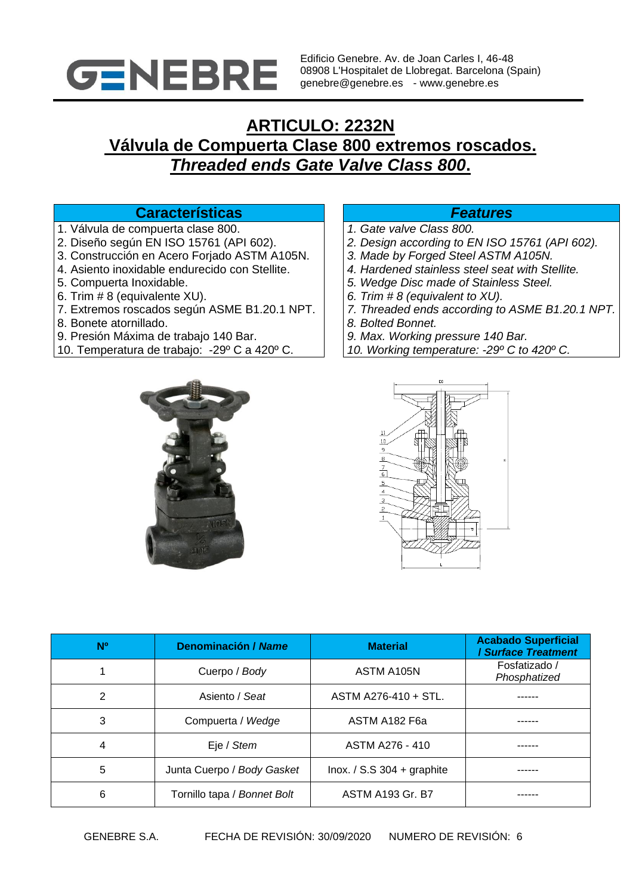Edificio Genebre. Av. de Joan Carles I, 46-48
08908 L'Hospitalet de Llobregat. Barcelona (Spain)
genebre@genebre.es - www.genebre.es

# ARTICULO: 2232N

## Válvula de Compuerta Clase 800 extremos roscados.

## *Threaded ends Gate Valve Class 800.*

### Características

1. Válvula de compuerta clase 800.
2. Diseño según EN ISO 15761 (API 602).
3. Construcción en Acero Forjado ASTM A105N.
4. Asiento inoxidable endurecido con Stellite.
5. Compuerta Inoxidable.
6. Trim # 8 (equivalente XU).
7. Extremos roscados según ASME B1.20.1 NPT.
8. Bonete atornillado.
9. Presión Máxima de trabajo 140 Bar.
10. Temperatura de trabajo: -29º C a 420º C.

### *Features*

1. *Gate valve Class 800.*
2. *Design according to EN ISO 15761 (API 602).*
3. *Made by Forged Steel ASTM A105N.*
4. *Hardened stainless steel seat with Stellite.*
5. *Wedge Disc made of Stainless Steel.*
6. *Trim # 8 (equivalent to XU).*
7. *Threaded ends according to ASME B1.20.1 NPT.*
8. *Bolted Bonnet.*
9. *Max. Working pressure 140 Bar.*
10. *Working temperature: -29º C to 420º C.*

| Nº | Denominación / *Name* | Material | Acabado Superficial / *Surface Treatment* |
|---|---|---|---|
| 1 | Cuerpo / *Body* | ASTM A105N | Fosfatizado / *Phosphatized* |
| 2 | Asiento / *Seat* | ASTM A276-410 + STL. | ------ |
| 3 | Compuerta / *Wedge* | ASTM A182 F6a | ------ |
| 4 | Eje / *Stem* | ASTM A276 - 410 | ------ |
| 5 | Junta Cuerpo / *Body Gasket* | Inox. / S.S 304 + graphite | ------ |
| 6 | Tornillo tapa / *Bonnet Bolt* | ASTM A193 Gr. B7 | ------ |

GENEBRE S.A. FECHA DE REVISIÓN: 30/09/2020 NUMERO DE REVISIÓN: 6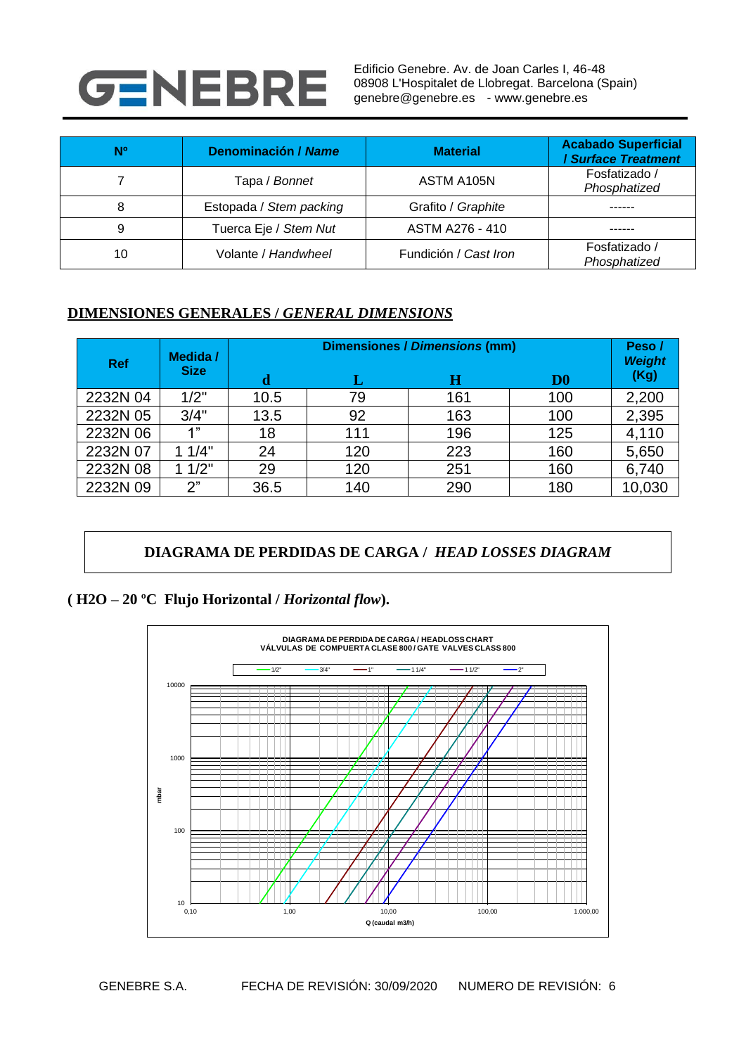| Nº | Denominación / *Name* | Material | Acabado Superficial / *Surface Treatment* |
|---|---|---|---|
| 7 | Tapa / *Bonnet* | ASTM A105N | Fosfatizado / *Phosphatized* |
| 8 | Estopada / *Stem packing* | Grafito / *Graphite* | ------ |
| 9 | Tuerca Eje / *Stem Nut* | ASTM A276 - 410 | ------ |
| 10 | Volante / *Handwheel* | Fundición / *Cast Iron* | Fosfatizado / *Phosphatized* |

## DIMENSIONES GENERALES / *GENERAL DIMENSIONS*

| Ref | Medida / Size | Dimensiones / *Dimensions* (mm) | | | | Peso / *Weight* (Kg) |
|---|---|---|---|---|---|---|
| | | d | L | H | D0 | |
| 2232N 04 | 1/2" | 10.5 | 79 | 161 | 100 | 2,200 |
| 2232N 05 | 3/4" | 13.5 | 92 | 163 | 100 | 2,395 |
| 2232N 06 | 1" | 18 | 111 | 196 | 125 | 4,110 |
| 2232N 07 | 1 1/4" | 24 | 120 | 223 | 160 | 5,650 |
| 2232N 08 | 1 1/2" | 29 | 120 | 251 | 160 | 6,740 |
| 2232N 09 | 2" | 36.5 | 140 | 290 | 180 | 10,030 |

## DIAGRAMA DE PERDIDAS DE CARGA / *HEAD LOSSES DIAGRAM*

**( H2O – 20 ºC Flujo Horizontal / *Horizontal flow*).**

DIAGRAMA DE PERDIDA DE CARGA / HEADLOSS CHART
VÁLVULAS DE COMPUERTA CLASE 800 / GATE VALVES CLASS 800

Legend: 1/2", 3/4", 1", 1 1/4", 1 1/2", 2"

Y axis: mbar (10 – 10000); X axis: Q (caudal m3/h) (0,10 – 1.000,00)

GENEBRE S.A. FECHA DE REVISIÓN: 30/09/2020 NUMERO DE REVISIÓN: 6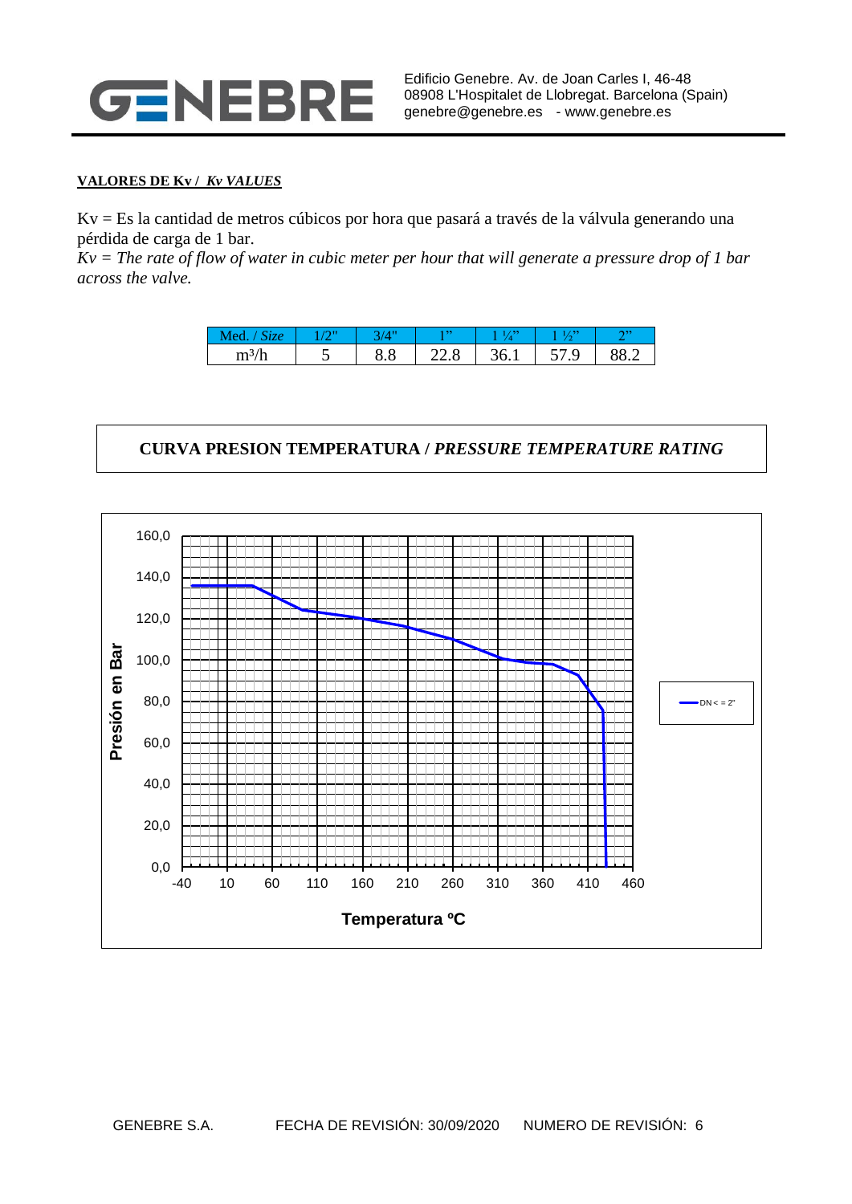**VALORES DE Kv / *Kv VALUES***

Kv = Es la cantidad de metros cúbicos por hora que pasará a través de la válvula generando una pérdida de carga de 1 bar.

*Kv = The rate of flow of water in cubic meter per hour that will generate a pressure drop of 1 bar across the valve.*

| Med. / *Size* | 1/2" | 3/4" | 1" | 1 ¼" | 1 ½" | 2" |
|---|---|---|---|---|---|---|
| $m^3/h$ | 5 | 8.8 | 22.8 | 36.1 | 57.9 | 88.2 |

## CURVA PRESION TEMPERATURA / *PRESSURE TEMPERATURE RATING*

Presión en Bar

160,0
140,0
120,0
100,0
80,0
60,0
40,0
20,0
0,0

-40 10 60 110 160 210 260 310 360 410 460

Temperatura ºC

DN < = 2"

GENEBRE S.A. FECHA DE REVISIÓN: 30/09/2020 NUMERO DE REVISIÓN: 6